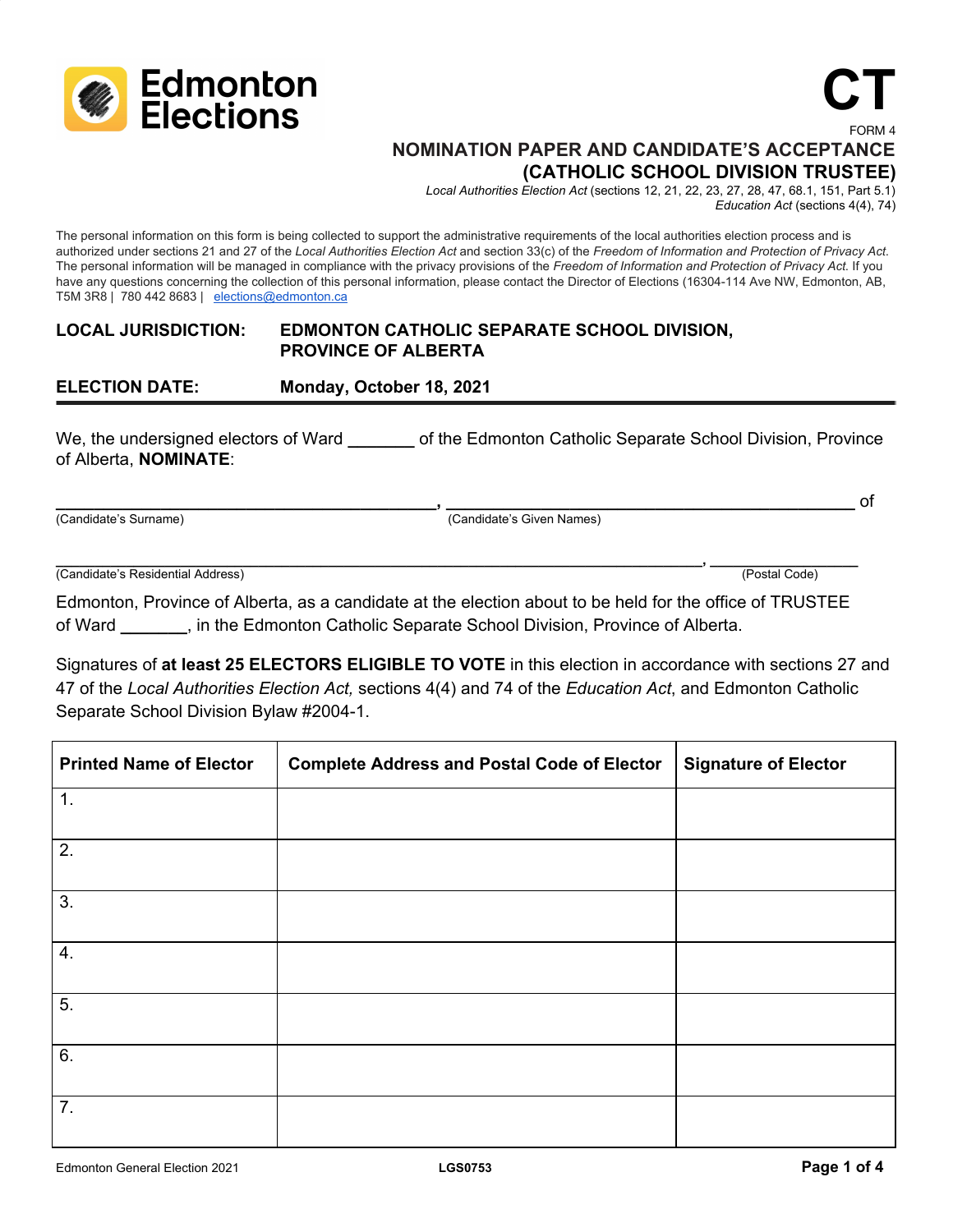Edmonton Elections

# CT

FORM 4

## NOMINATION PAPER AND CANDIDATE'S ACCEPTANCE (CATHOLIC SCHOOL DIVISION TRUSTEE)

*Local Authorities Election Act* (sections 12, 21, 22, 23, 27, 28, 47, 68.1, 151, Part 5.1)
*Education Act* (sections 4(4), 74)

The personal information on this form is being collected to support the administrative requirements of the local authorities election process and is authorized under sections 21 and 27 of the *Local Authorities Election Act* and section 33(c) of the *Freedom of Information and Protection of Privacy Act*. The personal information will be managed in compliance with the privacy provisions of the *Freedom of Information and Protection of Privacy Act*. If you have any questions concerning the collection of this personal information, please contact the Director of Elections (16304-114 Ave NW, Edmonton, AB, T5M 3R8 | 780 442 8683 | elections@edmonton.ca

**LOCAL JURISDICTION:** **EDMONTON CATHOLIC SEPARATE SCHOOL DIVISION, PROVINCE OF ALBERTA**

**ELECTION DATE:** **Monday, October 18, 2021**

We, the undersigned electors of Ward _______ of the Edmonton Catholic Separate School Division, Province of Alberta, **NOMINATE**:

_______________________________________, _______________________________________ of
(Candidate's Surname) (Candidate's Given Names)

_______________________________________________________________, _______________
(Candidate's Residential Address) (Postal Code)

Edmonton, Province of Alberta, as a candidate at the election about to be held for the office of TRUSTEE of Ward _______, in the Edmonton Catholic Separate School Division, Province of Alberta.

Signatures of **at least 25 ELECTORS ELIGIBLE TO VOTE** in this election in accordance with sections 27 and 47 of the *Local Authorities Election Act,* sections 4(4) and 74 of the *Education Act*, and Edmonton Catholic Separate School Division Bylaw #2004-1.

| Printed Name of Elector | Complete Address and Postal Code of Elector | Signature of Elector |
|---|---|---|
| 1. | | |
| 2. | | |
| 3. | | |
| 4. | | |
| 5. | | |
| 6. | | |
| 7. | | |

Edmonton General Election 2021 LGS0753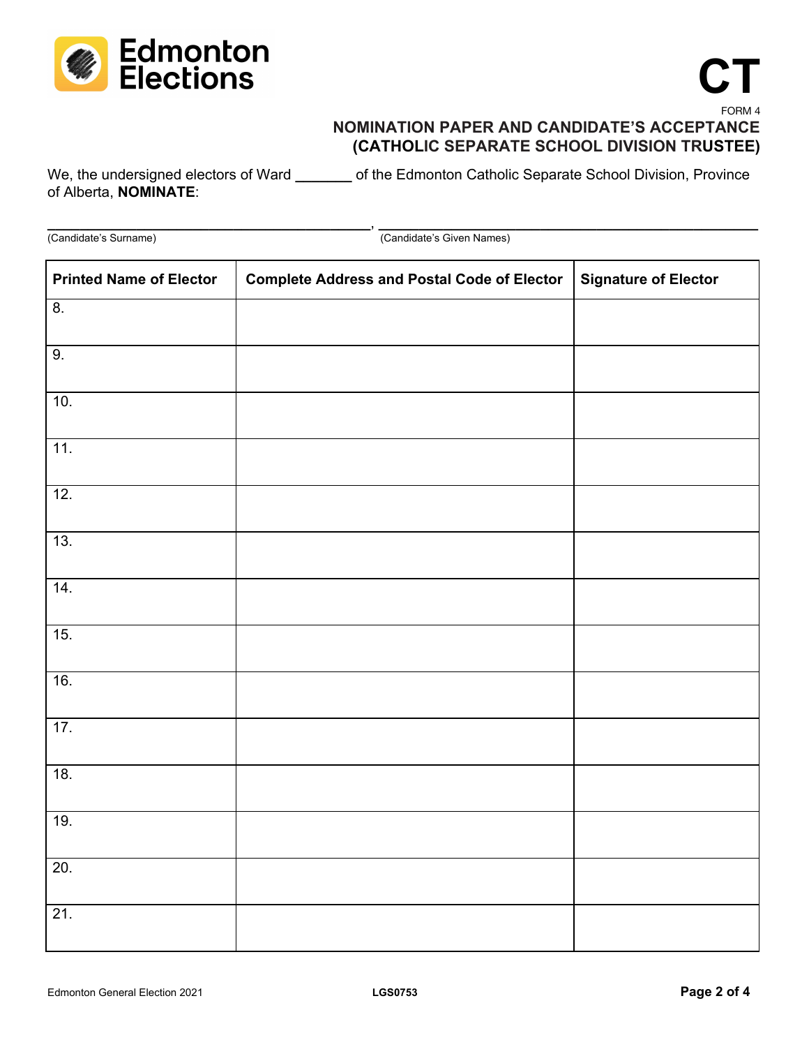Edmonton Elections

# CT

FORM 4

## NOMINATION PAPER AND CANDIDATE'S ACCEPTANCE (CATHOLIC SEPARATE SCHOOL DIVISION TRUSTEE)

We, the undersigned electors of Ward _______ of the Edmonton Catholic Separate School Division, Province of Alberta, **NOMINATE**:

______________________________, ______________________________

(Candidate's Surname) (Candidate's Given Names)

| Printed Name of Elector | Complete Address and Postal Code of Elector | Signature of Elector |
|---|---|---|
| 8. | | |
| 9. | | |
| 10. | | |
| 11. | | |
| 12. | | |
| 13. | | |
| 14. | | |
| 15. | | |
| 16. | | |
| 17. | | |
| 18. | | |
| 19. | | |
| 20. | | |
| 21. | | |

Edmonton General Election 2021 LGS0753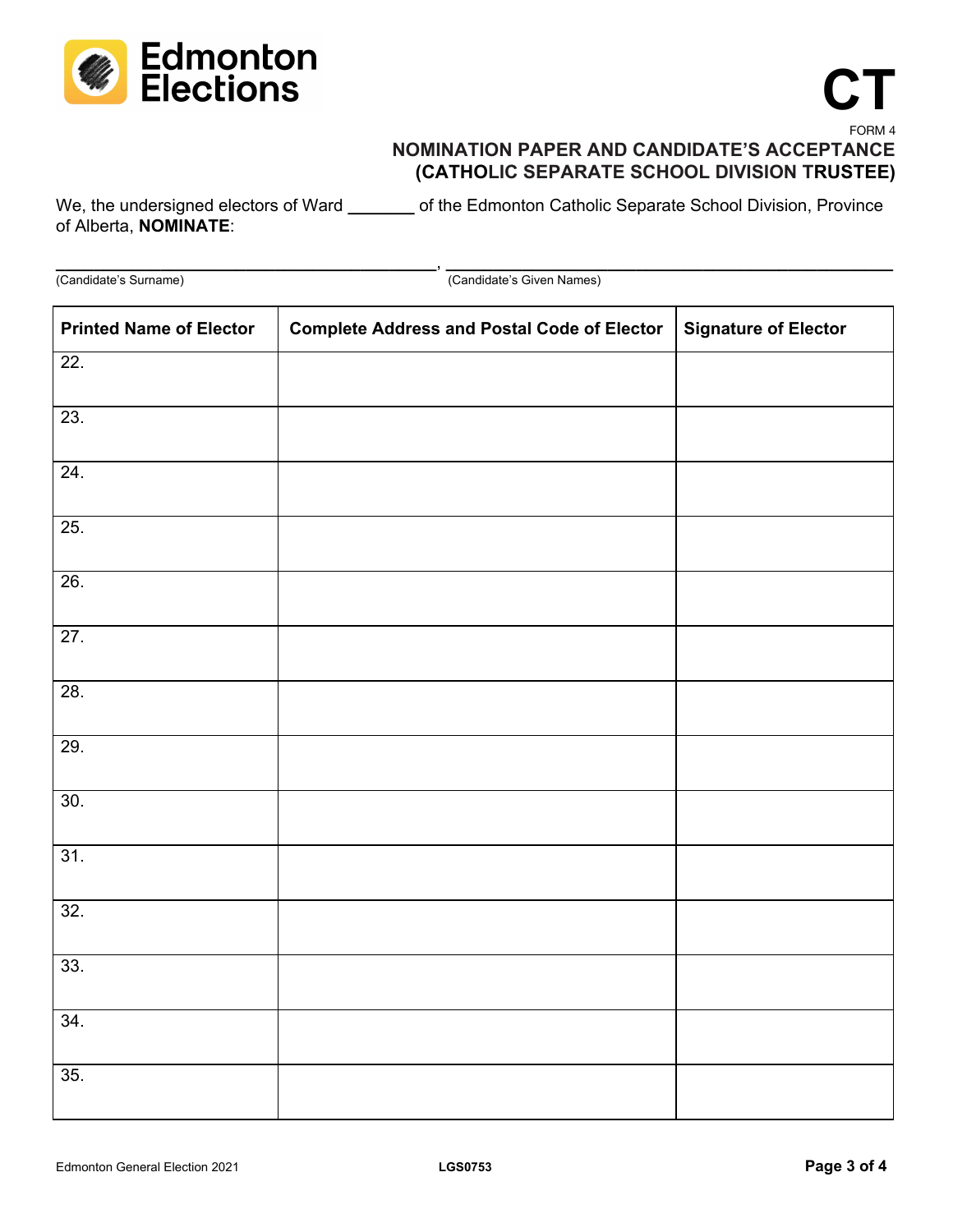Edmonton Elections

# CT

FORM 4

## NOMINATION PAPER AND CANDIDATE'S ACCEPTANCE (CATHOLIC SEPARATE SCHOOL DIVISION TRUSTEE)

We, the undersigned electors of Ward _______ of the Edmonton Catholic Separate School Division, Province of Alberta, **NOMINATE**:

____________________________________, ____________________________________________

(Candidate's Surname) (Candidate's Given Names)

| Printed Name of Elector | Complete Address and Postal Code of Elector | Signature of Elector |
|---|---|---|
| 22. | | |
| 23. | | |
| 24. | | |
| 25. | | |
| 26. | | |
| 27. | | |
| 28. | | |
| 29. | | |
| 30. | | |
| 31. | | |
| 32. | | |
| 33. | | |
| 34. | | |
| 35. | | |

Edmonton General Election 2021 **LGS0753**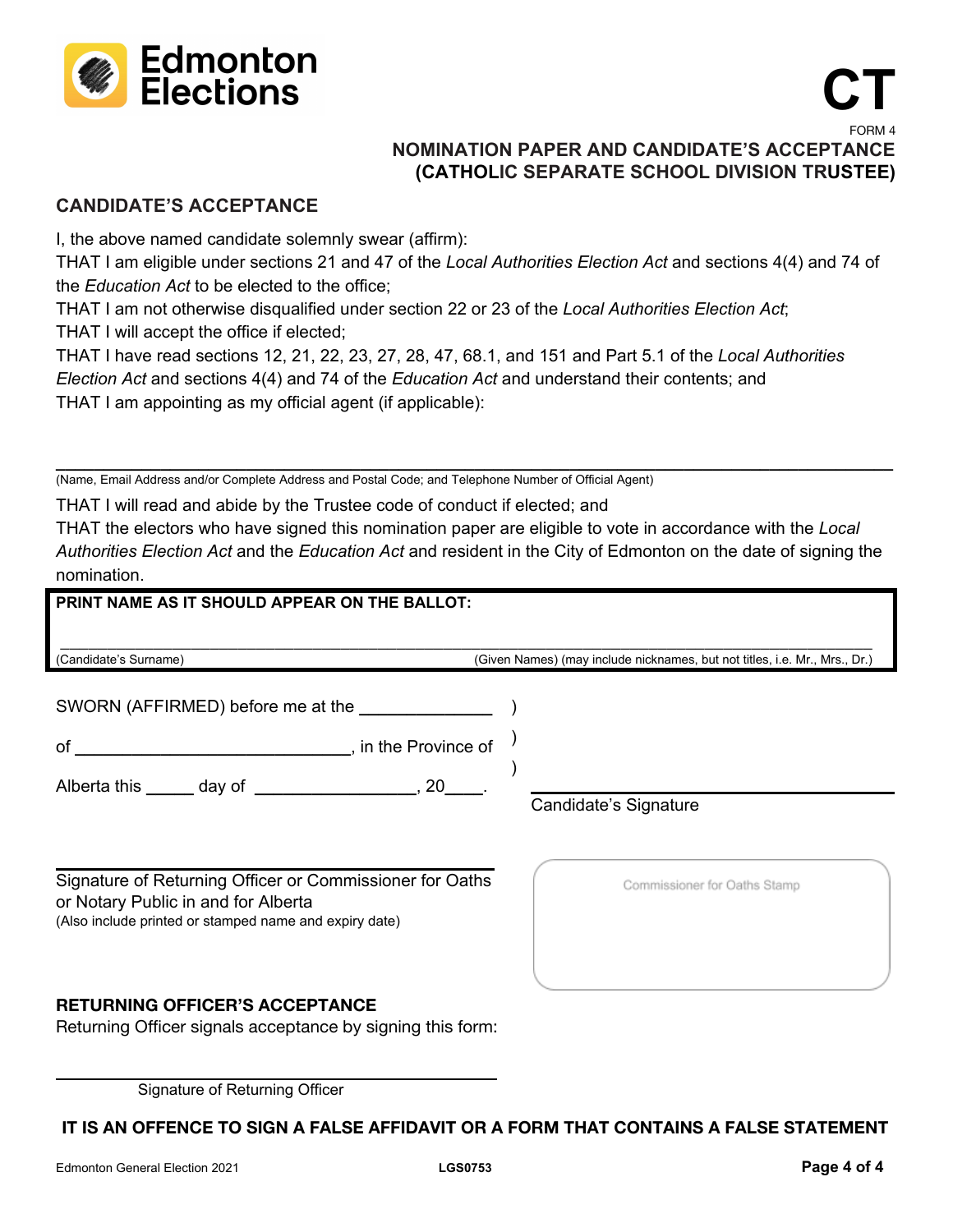Edmonton Elections

# CT

FORM 4

## NOMINATION PAPER AND CANDIDATE'S ACCEPTANCE (CATHOLIC SEPARATE SCHOOL DIVISION TRUSTEE)

### CANDIDATE'S ACCEPTANCE

I, the above named candidate solemnly swear (affirm):

THAT I am eligible under sections 21 and 47 of the *Local Authorities Election Act* and sections 4(4) and 74 of the *Education Act* to be elected to the office;

THAT I am not otherwise disqualified under section 22 or 23 of the *Local Authorities Election Act*;

THAT I will accept the office if elected;

THAT I have read sections 12, 21, 22, 23, 27, 28, 47, 68.1, and 151 and Part 5.1 of the *Local Authorities Election Act* and sections 4(4) and 74 of the *Education Act* and understand their contents; and

THAT I am appointing as my official agent (if applicable):

______________________________________________________________________

(Name, Email Address and/or Complete Address and Postal Code; and Telephone Number of Official Agent)

THAT I will read and abide by the Trustee code of conduct if elected; and

THAT the electors who have signed this nomination paper are eligible to vote in accordance with the *Local Authorities Election Act* and the *Education Act* and resident in the City of Edmonton on the date of signing the nomination.

**PRINT NAME AS IT SHOULD APPEAR ON THE BALLOT:**

______________________________________________________________________

(Candidate's Surname) (Given Names) (may include nicknames, but not titles, i.e. Mr., Mrs., Dr.)

SWORN (AFFIRMED) before me at the ______________ )

of ____________________________, in the Province of )

Alberta this _____ day of ________________, 20____. )

______________________________

Candidate's Signature

______________________________

Signature of Returning Officer or Commissioner for Oaths or Notary Public in and for Alberta

(Also include printed or stamped name and expiry date)

Commissioner for Oaths Stamp

### RETURNING OFFICER'S ACCEPTANCE

Returning Officer signals acceptance by signing this form:

______________________________

Signature of Returning Officer

**IT IS AN OFFENCE TO SIGN A FALSE AFFIDAVIT OR A FORM THAT CONTAINS A FALSE STATEMENT**

Edmonton General Election 2021 **LGS0753**